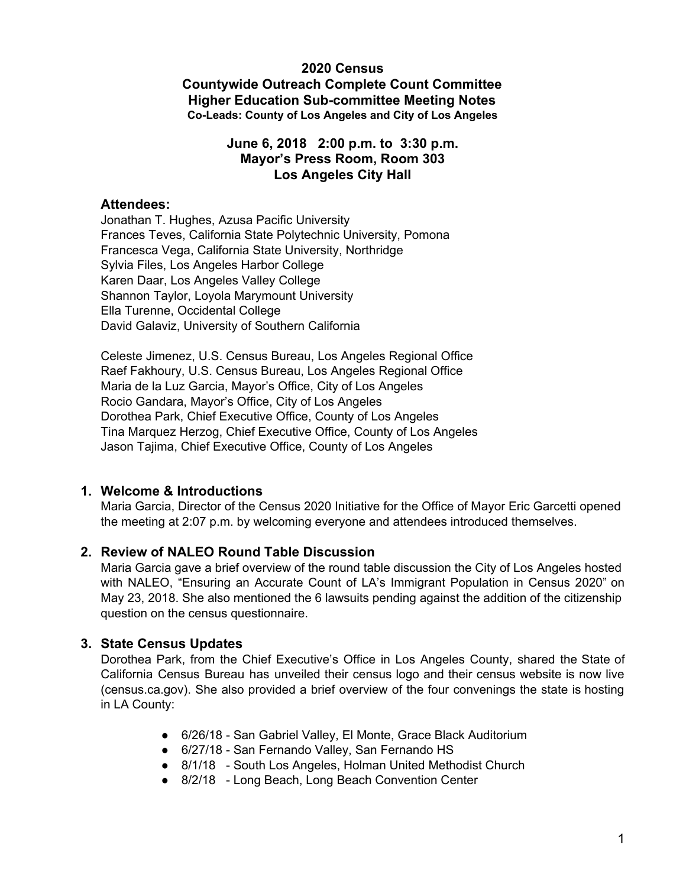# 2020 Census
## Countywide Outreach Complete Count Committee
## Higher Education Sub-committee Meeting Notes
**Co-Leads: County of Los Angeles and City of Los Angeles**

**June 6, 2018 2:00 p.m. to 3:30 p.m.**
**Mayor's Press Room, Room 303**
**Los Angeles City Hall**

### Attendees:

Jonathan T. Hughes, Azusa Pacific University
Frances Teves, California State Polytechnic University, Pomona
Francesca Vega, California State University, Northridge
Sylvia Files, Los Angeles Harbor College
Karen Daar, Los Angeles Valley College
Shannon Taylor, Loyola Marymount University
Ella Turenne, Occidental College
David Galaviz, University of Southern California

Celeste Jimenez, U.S. Census Bureau, Los Angeles Regional Office
Raef Fakhoury, U.S. Census Bureau, Los Angeles Regional Office
Maria de la Luz Garcia, Mayor's Office, City of Los Angeles
Rocio Gandara, Mayor's Office, City of Los Angeles
Dorothea Park, Chief Executive Office, County of Los Angeles
Tina Marquez Herzog, Chief Executive Office, County of Los Angeles
Jason Tajima, Chief Executive Office, County of Los Angeles

### 1. Welcome & Introductions

Maria Garcia, Director of the Census 2020 Initiative for the Office of Mayor Eric Garcetti opened the meeting at 2:07 p.m. by welcoming everyone and attendees introduced themselves.

### 2. Review of NALEO Round Table Discussion

Maria Garcia gave a brief overview of the round table discussion the City of Los Angeles hosted with NALEO, "Ensuring an Accurate Count of LA's Immigrant Population in Census 2020" on May 23, 2018. She also mentioned the 6 lawsuits pending against the addition of the citizenship question on the census questionnaire.

### 3. State Census Updates

Dorothea Park, from the Chief Executive's Office in Los Angeles County, shared the State of California Census Bureau has unveiled their census logo and their census website is now live (census.ca.gov). She also provided a brief overview of the four convenings the state is hosting in LA County:

- 6/26/18 - San Gabriel Valley, El Monte, Grace Black Auditorium
- 6/27/18 - San Fernando Valley, San Fernando HS
- 8/1/18 - South Los Angeles, Holman United Methodist Church
- 8/2/18 - Long Beach, Long Beach Convention Center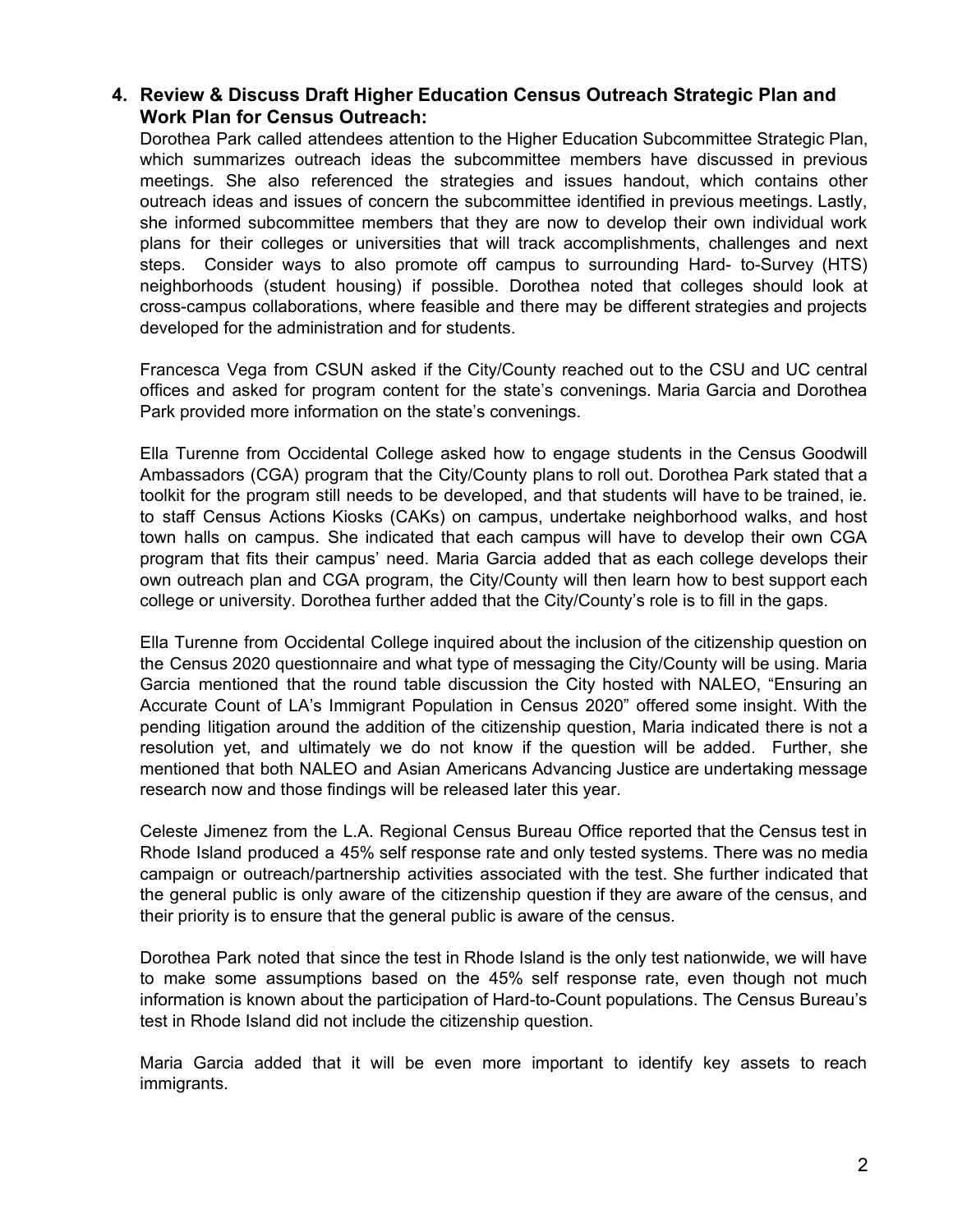**4. Review & Discuss Draft Higher Education Census Outreach Strategic Plan and Work Plan for Census Outreach:**

Dorothea Park called attendees attention to the Higher Education Subcommittee Strategic Plan, which summarizes outreach ideas the subcommittee members have discussed in previous meetings. She also referenced the strategies and issues handout, which contains other outreach ideas and issues of concern the subcommittee identified in previous meetings. Lastly, she informed subcommittee members that they are now to develop their own individual work plans for their colleges or universities that will track accomplishments, challenges and next steps. Consider ways to also promote off campus to surrounding Hard- to-Survey (HTS) neighborhoods (student housing) if possible. Dorothea noted that colleges should look at cross-campus collaborations, where feasible and there may be different strategies and projects developed for the administration and for students.

Francesca Vega from CSUN asked if the City/County reached out to the CSU and UC central offices and asked for program content for the state's convenings. Maria Garcia and Dorothea Park provided more information on the state's convenings.

Ella Turenne from Occidental College asked how to engage students in the Census Goodwill Ambassadors (CGA) program that the City/County plans to roll out. Dorothea Park stated that a toolkit for the program still needs to be developed, and that students will have to be trained, ie. to staff Census Actions Kiosks (CAKs) on campus, undertake neighborhood walks, and host town halls on campus. She indicated that each campus will have to develop their own CGA program that fits their campus' need. Maria Garcia added that as each college develops their own outreach plan and CGA program, the City/County will then learn how to best support each college or university. Dorothea further added that the City/County's role is to fill in the gaps.

Ella Turenne from Occidental College inquired about the inclusion of the citizenship question on the Census 2020 questionnaire and what type of messaging the City/County will be using. Maria Garcia mentioned that the round table discussion the City hosted with NALEO, "Ensuring an Accurate Count of LA's Immigrant Population in Census 2020" offered some insight. With the pending litigation around the addition of the citizenship question, Maria indicated there is not a resolution yet, and ultimately we do not know if the question will be added. Further, she mentioned that both NALEO and Asian Americans Advancing Justice are undertaking message research now and those findings will be released later this year.

Celeste Jimenez from the L.A. Regional Census Bureau Office reported that the Census test in Rhode Island produced a 45% self response rate and only tested systems. There was no media campaign or outreach/partnership activities associated with the test. She further indicated that the general public is only aware of the citizenship question if they are aware of the census, and their priority is to ensure that the general public is aware of the census.

Dorothea Park noted that since the test in Rhode Island is the only test nationwide, we will have to make some assumptions based on the 45% self response rate, even though not much information is known about the participation of Hard-to-Count populations. The Census Bureau's test in Rhode Island did not include the citizenship question.

Maria Garcia added that it will be even more important to identify key assets to reach immigrants.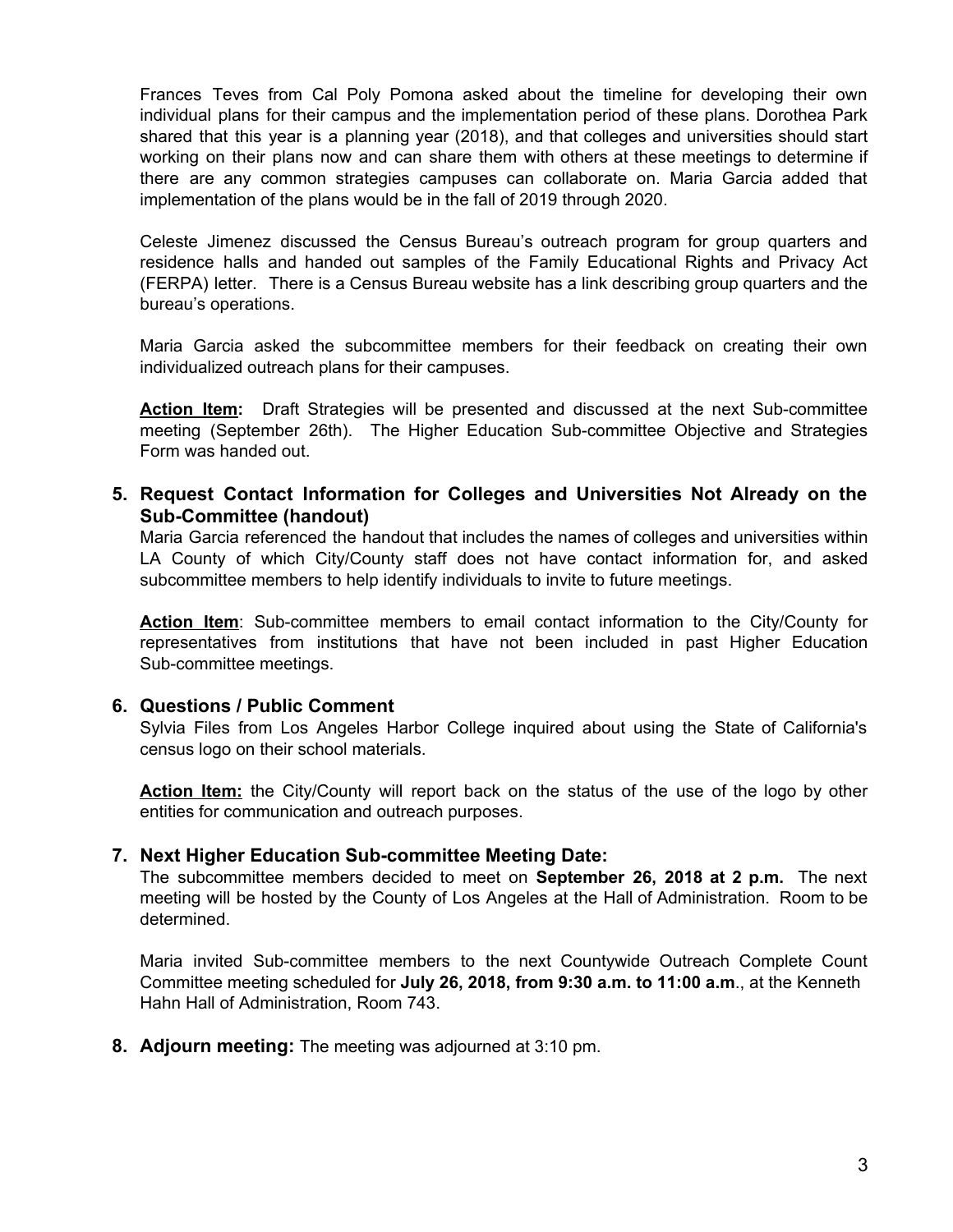Frances Teves from Cal Poly Pomona asked about the timeline for developing their own individual plans for their campus and the implementation period of these plans. Dorothea Park shared that this year is a planning year (2018), and that colleges and universities should start working on their plans now and can share them with others at these meetings to determine if there are any common strategies campuses can collaborate on. Maria Garcia added that implementation of the plans would be in the fall of 2019 through 2020.

Celeste Jimenez discussed the Census Bureau's outreach program for group quarters and residence halls and handed out samples of the Family Educational Rights and Privacy Act (FERPA) letter. There is a Census Bureau website has a link describing group quarters and the bureau's operations.

Maria Garcia asked the subcommittee members for their feedback on creating their own individualized outreach plans for their campuses.

**Action Item:** Draft Strategies will be presented and discussed at the next Sub-committee meeting (September 26th). The Higher Education Sub-committee Objective and Strategies Form was handed out.

### 5. Request Contact Information for Colleges and Universities Not Already on the Sub-Committee (handout)

Maria Garcia referenced the handout that includes the names of colleges and universities within LA County of which City/County staff does not have contact information for, and asked subcommittee members to help identify individuals to invite to future meetings.

**Action Item**: Sub-committee members to email contact information to the City/County for representatives from institutions that have not been included in past Higher Education Sub-committee meetings.

### 6. Questions / Public Comment

Sylvia Files from Los Angeles Harbor College inquired about using the State of California's census logo on their school materials.

**Action Item:** the City/County will report back on the status of the use of the logo by other entities for communication and outreach purposes.

### 7. Next Higher Education Sub-committee Meeting Date:

The subcommittee members decided to meet on **September 26, 2018 at 2 p.m.** The next meeting will be hosted by the County of Los Angeles at the Hall of Administration. Room to be determined.

Maria invited Sub-committee members to the next Countywide Outreach Complete Count Committee meeting scheduled for **July 26, 2018, from 9:30 a.m. to 11:00 a.m**., at the Kenneth Hahn Hall of Administration, Room 743.

### 8. Adjourn meeting: The meeting was adjourned at 3:10 pm.